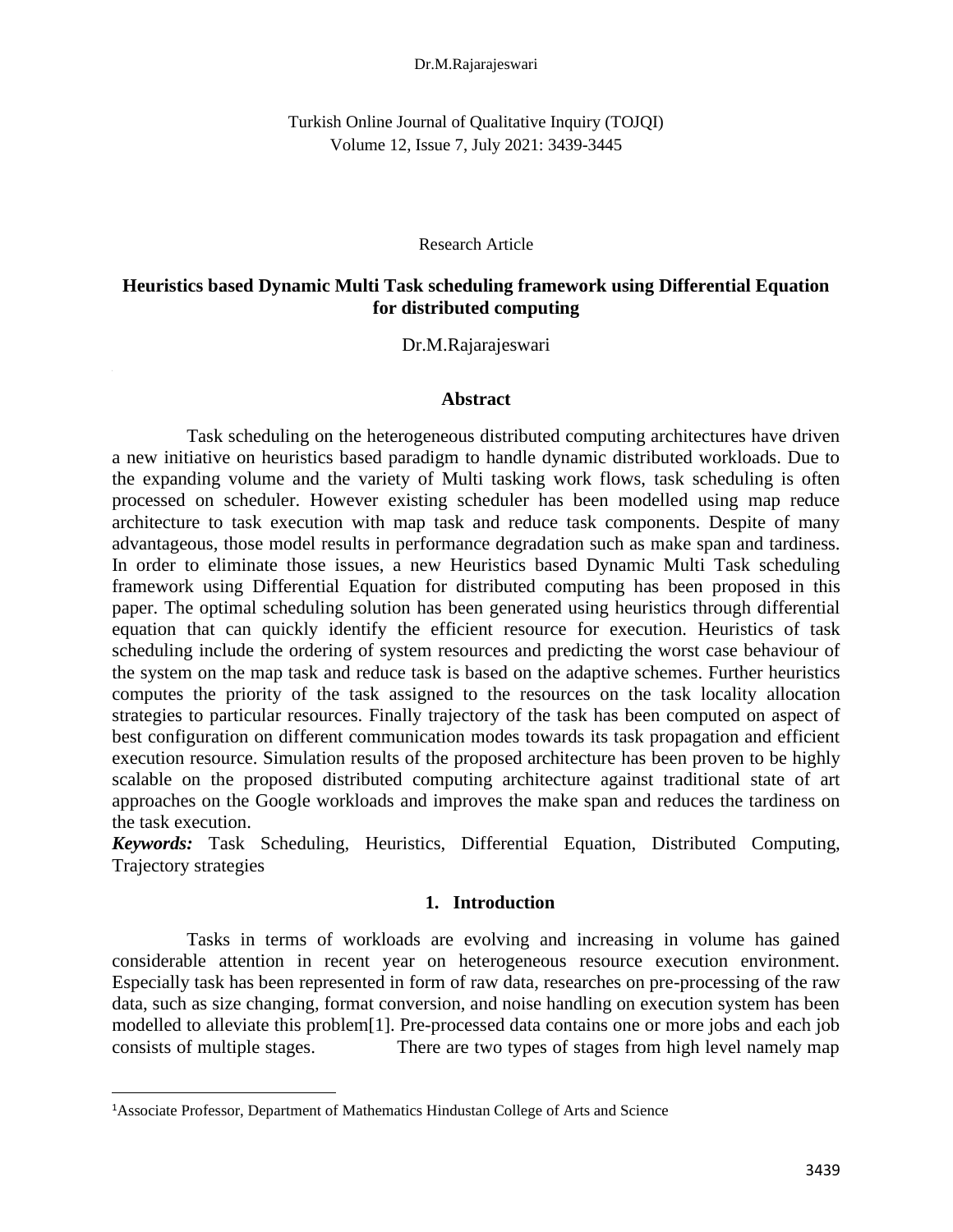Research Article

# Heuristics based Dynamic Multi Task scheduling framework using Differential Equation for distributed computing

Dr.M.Rajarajeswari

## Abstract

Task scheduling on the heterogeneous distributed computing architectures have driven a new initiative on heuristics based paradigm to handle dynamic distributed workloads. Due to the expanding volume and the variety of Multi tasking work flows, task scheduling is often processed on scheduler. However existing scheduler has been modelled using map reduce architecture to task execution with map task and reduce task components. Despite of many advantageous, those model results in performance degradation such as make span and tardiness. In order to eliminate those issues, a new Heuristics based Dynamic Multi Task scheduling framework using Differential Equation for distributed computing has been proposed in this paper. The optimal scheduling solution has been generated using heuristics through differential equation that can quickly identify the efficient resource for execution. Heuristics of task scheduling include the ordering of system resources and predicting the worst case behaviour of the system on the map task and reduce task is based on the adaptive schemes. Further heuristics computes the priority of the task assigned to the resources on the task locality allocation strategies to particular resources. Finally trajectory of the task has been computed on aspect of best configuration on different communication modes towards its task propagation and efficient execution resource. Simulation results of the proposed architecture has been proven to be highly scalable on the proposed distributed computing architecture against traditional state of art approaches on the Google workloads and improves the make span and reduces the tardiness on the task execution.

***Keywords:*** Task Scheduling, Heuristics, Differential Equation, Distributed Computing, Trajectory strategies

## 1. Introduction

Tasks in terms of workloads are evolving and increasing in volume has gained considerable attention in recent year on heterogeneous resource execution environment. Especially task has been represented in form of raw data, researches on pre-processing of the raw data, such as size changing, format conversion, and noise handling on execution system has been modelled to alleviate this problem[1]. Pre-processed data contains one or more jobs and each job consists of multiple stages. There are two types of stages from high level namely map

[1]Associate Professor, Department of Mathematics Hindustan College of Arts and Science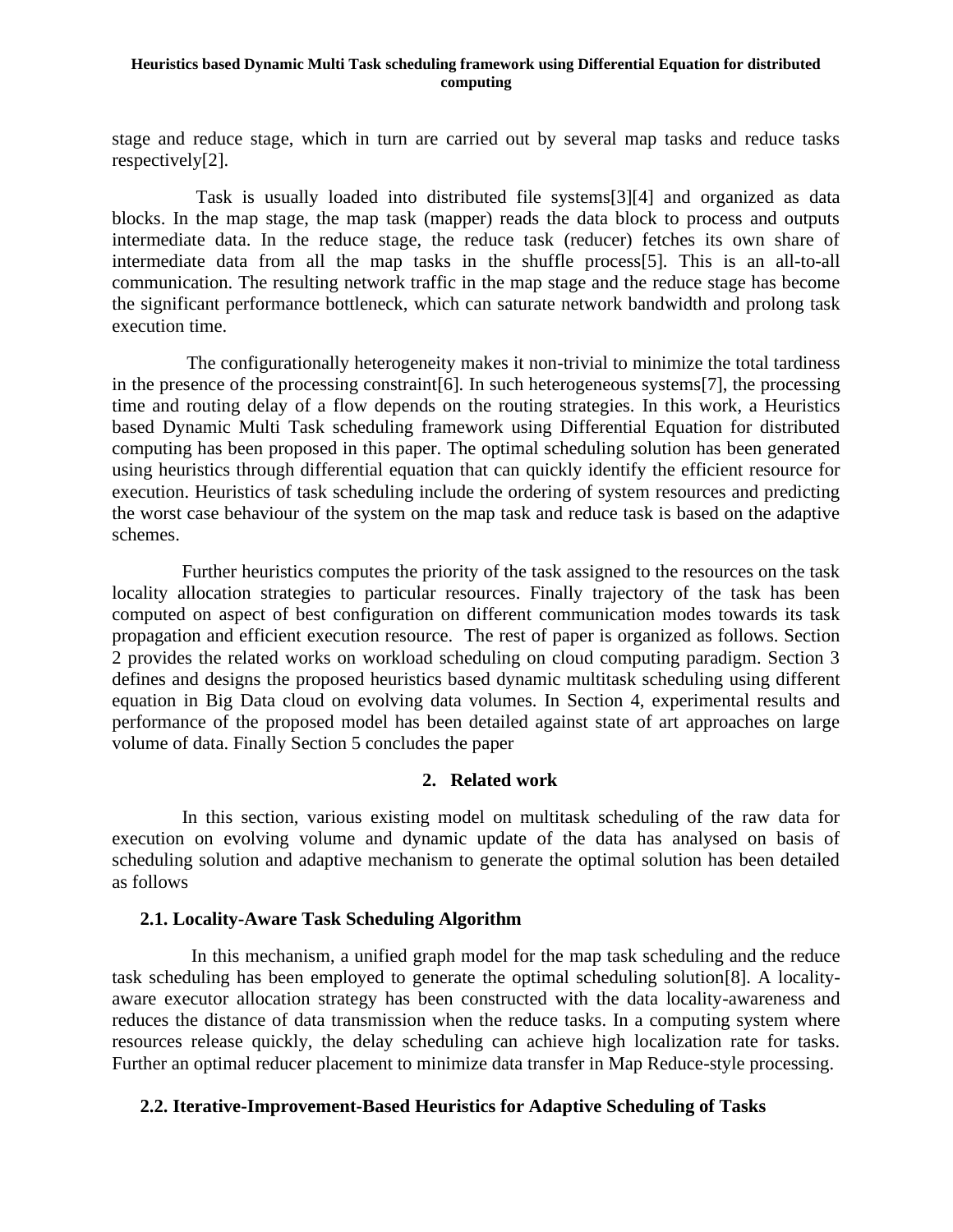stage and reduce stage, which in turn are carried out by several map tasks and reduce tasks respectively[2].

Task is usually loaded into distributed file systems[3][4] and organized as data blocks. In the map stage, the map task (mapper) reads the data block to process and outputs intermediate data. In the reduce stage, the reduce task (reducer) fetches its own share of intermediate data from all the map tasks in the shuffle process[5]. This is an all-to-all communication. The resulting network traffic in the map stage and the reduce stage has become the significant performance bottleneck, which can saturate network bandwidth and prolong task execution time.

The configurationally heterogeneity makes it non-trivial to minimize the total tardiness in the presence of the processing constraint[6]. In such heterogeneous systems[7], the processing time and routing delay of a flow depends on the routing strategies. In this work, a Heuristics based Dynamic Multi Task scheduling framework using Differential Equation for distributed computing has been proposed in this paper. The optimal scheduling solution has been generated using heuristics through differential equation that can quickly identify the efficient resource for execution. Heuristics of task scheduling include the ordering of system resources and predicting the worst case behaviour of the system on the map task and reduce task is based on the adaptive schemes.

Further heuristics computes the priority of the task assigned to the resources on the task locality allocation strategies to particular resources. Finally trajectory of the task has been computed on aspect of best configuration on different communication modes towards its task propagation and efficient execution resource. The rest of paper is organized as follows. Section 2 provides the related works on workload scheduling on cloud computing paradigm. Section 3 defines and designs the proposed heuristics based dynamic multitask scheduling using different equation in Big Data cloud on evolving data volumes. In Section 4, experimental results and performance of the proposed model has been detailed against state of art approaches on large volume of data. Finally Section 5 concludes the paper

## 2. Related work

In this section, various existing model on multitask scheduling of the raw data for execution on evolving volume and dynamic update of the data has analysed on basis of scheduling solution and adaptive mechanism to generate the optimal solution has been detailed as follows

### 2.1. Locality-Aware Task Scheduling Algorithm

In this mechanism, a unified graph model for the map task scheduling and the reduce task scheduling has been employed to generate the optimal scheduling solution[8]. A locality-aware executor allocation strategy has been constructed with the data locality-awareness and reduces the distance of data transmission when the reduce tasks. In a computing system where resources release quickly, the delay scheduling can achieve high localization rate for tasks. Further an optimal reducer placement to minimize data transfer in Map Reduce-style processing.

### 2.2. Iterative-Improvement-Based Heuristics for Adaptive Scheduling of Tasks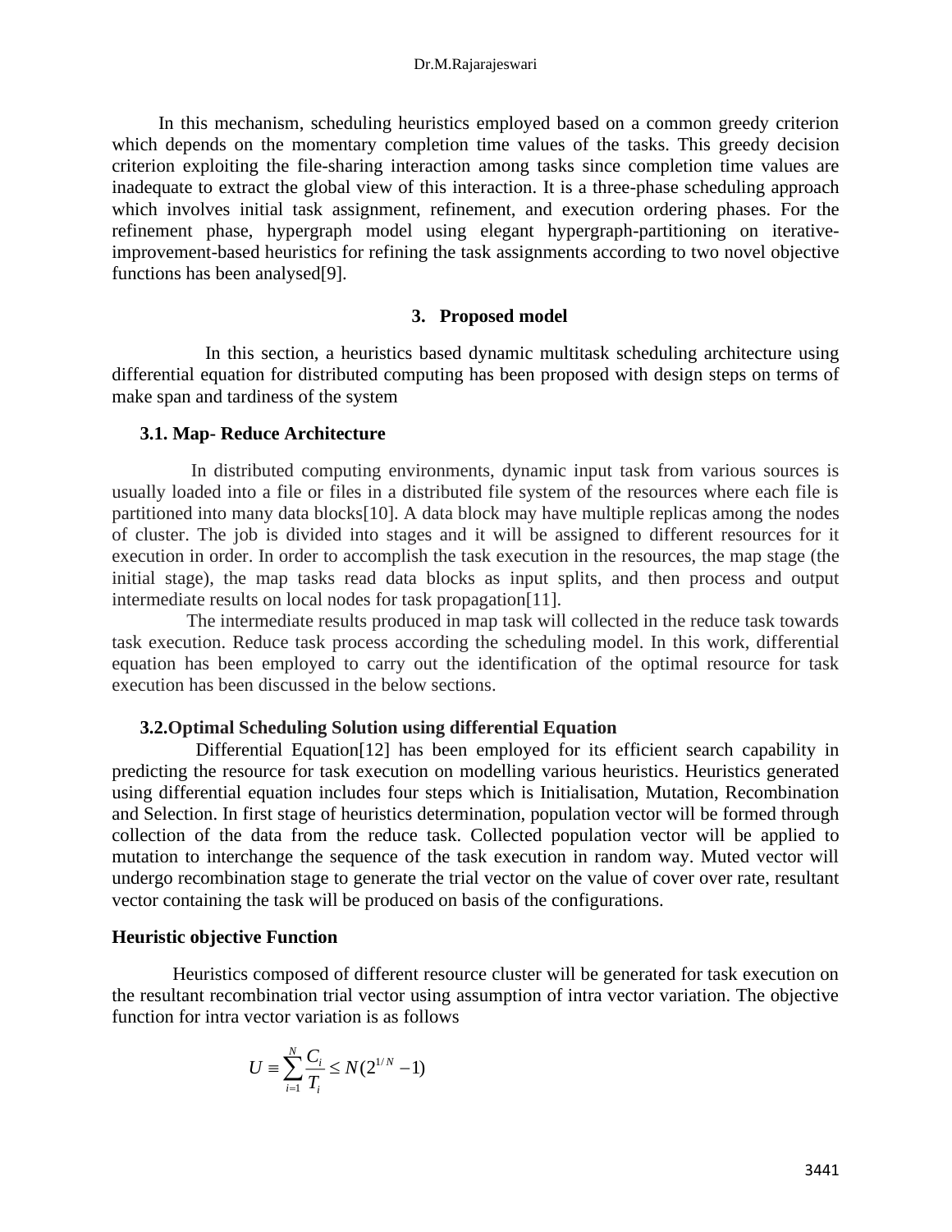In this mechanism, scheduling heuristics employed based on a common greedy criterion which depends on the momentary completion time values of the tasks. This greedy decision criterion exploiting the file-sharing interaction among tasks since completion time values are inadequate to extract the global view of this interaction. It is a three-phase scheduling approach which involves initial task assignment, refinement, and execution ordering phases. For the refinement phase, hypergraph model using elegant hypergraph-partitioning on iterative-improvement-based heuristics for refining the task assignments according to two novel objective functions has been analysed[9].

## 3. Proposed model

In this section, a heuristics based dynamic multitask scheduling architecture using differential equation for distributed computing has been proposed with design steps on terms of make span and tardiness of the system

### 3.1. Map- Reduce Architecture

In distributed computing environments, dynamic input task from various sources is usually loaded into a file or files in a distributed file system of the resources where each file is partitioned into many data blocks[10]. A data block may have multiple replicas among the nodes of cluster. The job is divided into stages and it will be assigned to different resources for it execution in order. In order to accomplish the task execution in the resources, the map stage (the initial stage), the map tasks read data blocks as input splits, and then process and output intermediate results on local nodes for task propagation[11].

The intermediate results produced in map task will collected in the reduce task towards task execution. Reduce task process according the scheduling model. In this work, differential equation has been employed to carry out the identification of the optimal resource for task execution has been discussed in the below sections.

### 3.2.Optimal Scheduling Solution using differential Equation

Differential Equation[12] has been employed for its efficient search capability in predicting the resource for task execution on modelling various heuristics. Heuristics generated using differential equation includes four steps which is Initialisation, Mutation, Recombination and Selection. In first stage of heuristics determination, population vector will be formed through collection of the data from the reduce task. Collected population vector will be applied to mutation to interchange the sequence of the task execution in random way. Muted vector will undergo recombination stage to generate the trial vector on the value of cover over rate, resultant vector containing the task will be produced on basis of the configurations.

**Heuristic objective Function**

Heuristics composed of different resource cluster will be generated for task execution on the resultant recombination trial vector using assumption of intra vector variation. The objective function for intra vector variation is as follows

$$U \equiv \sum_{i=1}^{N} \frac{C_i}{T_i} \leq N(2^{1/N} - 1)$$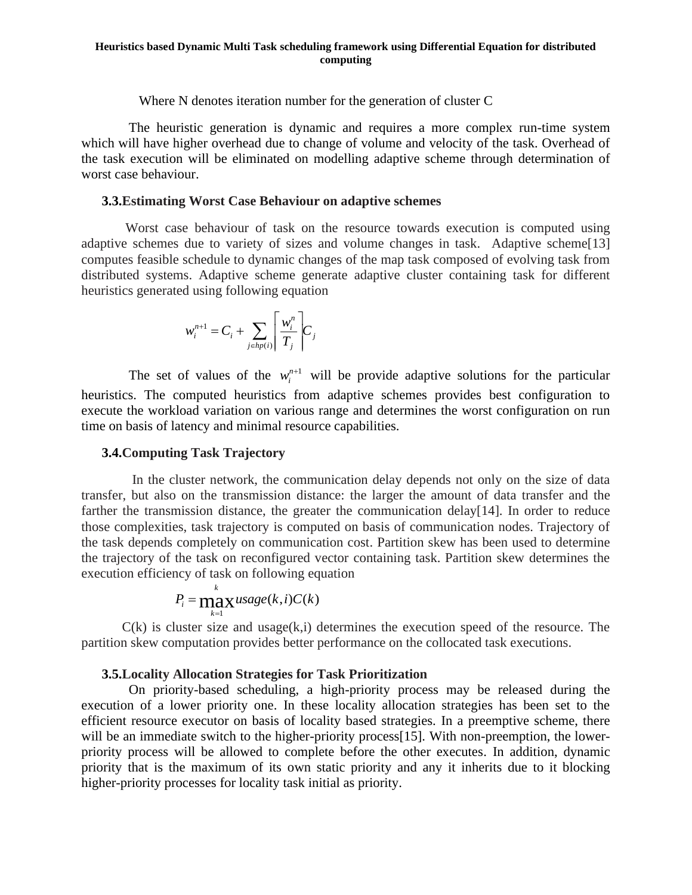Where N denotes iteration number for the generation of cluster C

The heuristic generation is dynamic and requires a more complex run-time system which will have higher overhead due to change of volume and velocity of the task. Overhead of the task execution will be eliminated on modelling adaptive scheme through determination of worst case behaviour.

### 3.3.Estimating Worst Case Behaviour on adaptive schemes

Worst case behaviour of task on the resource towards execution is computed using adaptive schemes due to variety of sizes and volume changes in task. Adaptive scheme[13] computes feasible schedule to dynamic changes of the map task composed of evolving task from distributed systems. Adaptive scheme generate adaptive cluster containing task for different heuristics generated using following equation

$$w_i^{n+1} = C_i + \sum_{j \in hp(i)} \left\lceil \frac{w_i^n}{T_j} \right\rceil C_j$$

The set of values of the $w_i^{n+1}$ will be provide adaptive solutions for the particular heuristics. The computed heuristics from adaptive schemes provides best configuration to execute the workload variation on various range and determines the worst configuration on run time on basis of latency and minimal resource capabilities.

### 3.4.Computing Task Trajectory

In the cluster network, the communication delay depends not only on the size of data transfer, but also on the transmission distance: the larger the amount of data transfer and the farther the transmission distance, the greater the communication delay[14]. In order to reduce those complexities, task trajectory is computed on basis of communication nodes. Trajectory of the task depends completely on communication cost. Partition skew has been used to determine the trajectory of the task on reconfigured vector containing task. Partition skew determines the execution efficiency of task on following equation

$$P_i = \max_{k=1}^{k} usage(k,i)C(k)$$

C(k) is cluster size and usage(k,i) determines the execution speed of the resource. The partition skew computation provides better performance on the collocated task executions.

### 3.5.Locality Allocation Strategies for Task Prioritization

On priority-based scheduling, a high-priority process may be released during the execution of a lower priority one. In these locality allocation strategies has been set to the efficient resource executor on basis of locality based strategies. In a preemptive scheme, there will be an immediate switch to the higher-priority process[15]. With non-preemption, the lower-priority process will be allowed to complete before the other executes. In addition, dynamic priority that is the maximum of its own static priority and any it inherits due to it blocking higher-priority processes for locality task initial as priority.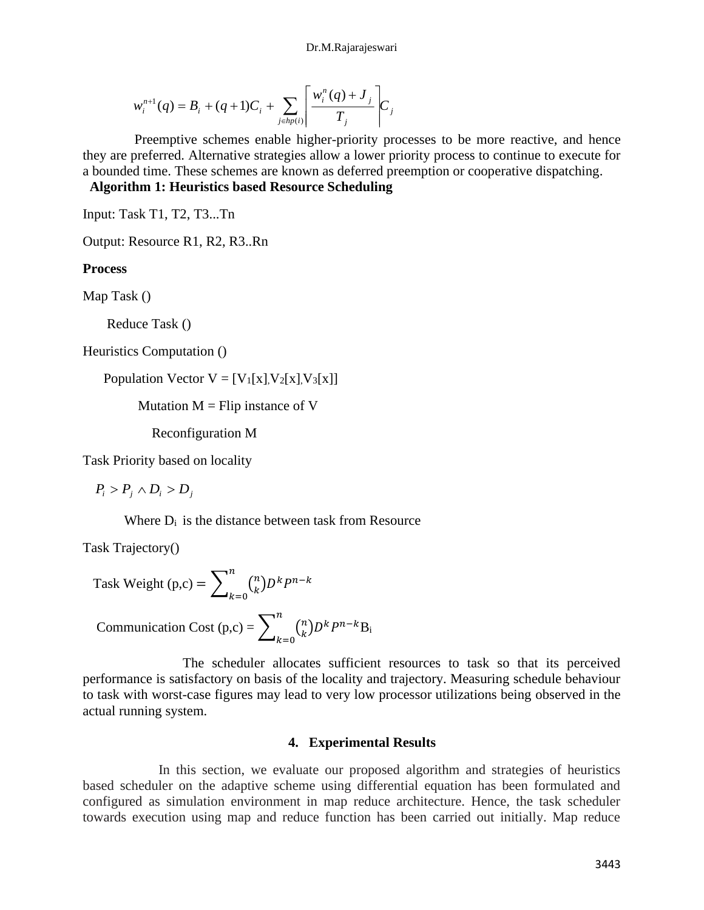$$w_i^{n+1}(q) = B_i + (q+1)C_i + \sum_{j \in hp(i)} \left\lceil \frac{w_i^n(q) + J_j}{T_j} \right\rceil C_j$$

Preemptive schemes enable higher-priority processes to be more reactive, and hence they are preferred. Alternative strategies allow a lower priority process to continue to execute for a bounded time. These schemes are known as deferred preemption or cooperative dispatching.

**Algorithm 1: Heuristics based Resource Scheduling**

Input: Task T1, T2, T3...Tn

Output: Resource R1, R2, R3..Rn

**Process**

Map Task ()

Reduce Task ()

Heuristics Computation ()

Population Vector V = [$V_1$[x],$V_2$[x],$V_3$[x]]

Mutation M = Flip instance of V

Reconfiguration M

Task Priority based on locality

$$P_i > P_j \wedge D_i > D_j$$

Where $D_i$ is the distance between task from Resource

Task Trajectory()

Task Weight (p,c) = $\sum_{k=0}^{n} \binom{n}{k} D^k P^{n-k}$

Communication Cost (p,c) = $\sum_{k=0}^{n} \binom{n}{k} D^k P^{n-k} B_i$

The scheduler allocates sufficient resources to task so that its perceived performance is satisfactory on basis of the locality and trajectory. Measuring schedule behaviour to task with worst-case figures may lead to very low processor utilizations being observed in the actual running system.

## 4. Experimental Results

In this section, we evaluate our proposed algorithm and strategies of heuristics based scheduler on the adaptive scheme using differential equation has been formulated and configured as simulation environment in map reduce architecture. Hence, the task scheduler towards execution using map and reduce function has been carried out initially. Map reduce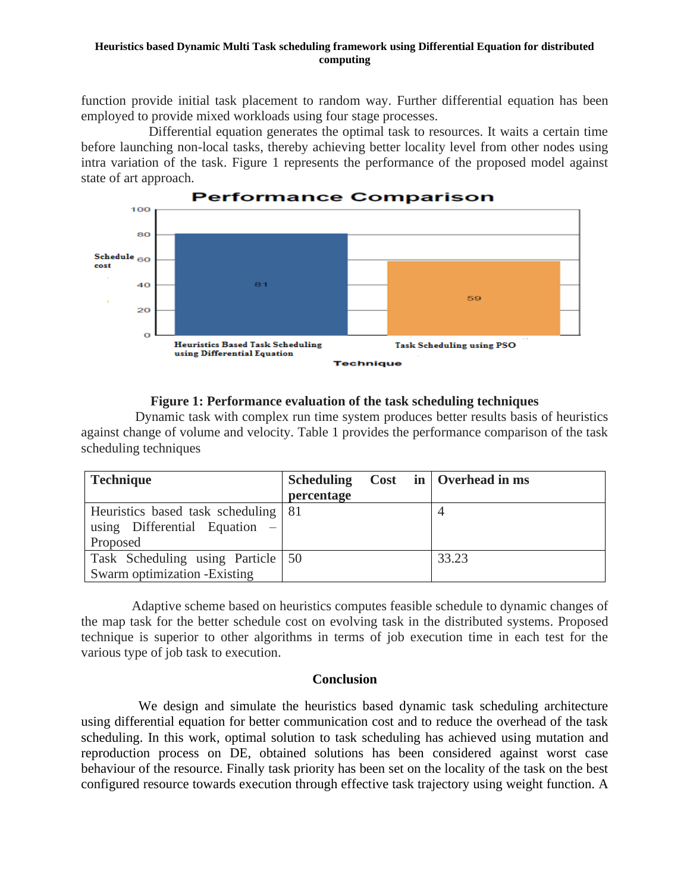function provide initial task placement to random way. Further differential equation has been employed to provide mixed workloads using four stage processes.

Differential equation generates the optimal task to resources. It waits a certain time before launching non-local tasks, thereby achieving better locality level from other nodes using intra variation of the task. Figure 1 represents the performance of the proposed model against state of art approach.

**Figure 1: Performance evaluation of the task scheduling techniques**

Dynamic task with complex run time system produces better results basis of heuristics against change of volume and velocity. Table 1 provides the performance comparison of the task scheduling techniques

| Technique | Scheduling Cost in percentage | Overhead in ms |
|---|---|---|
| Heuristics based task scheduling using Differential Equation – Proposed | 81 | 4 |
| Task Scheduling using Particle Swarm optimization -Existing | 50 | 33.23 |

Adaptive scheme based on heuristics computes feasible schedule to dynamic changes of the map task for the better schedule cost on evolving task in the distributed systems. Proposed technique is superior to other algorithms in terms of job execution time in each test for the various type of job task to execution.

## Conclusion

We design and simulate the heuristics based dynamic task scheduling architecture using differential equation for better communication cost and to reduce the overhead of the task scheduling. In this work, optimal solution to task scheduling has achieved using mutation and reproduction process on DE, obtained solutions has been considered against worst case behaviour of the resource. Finally task priority has been set on the locality of the task on the best configured resource towards execution through effective task trajectory using weight function. A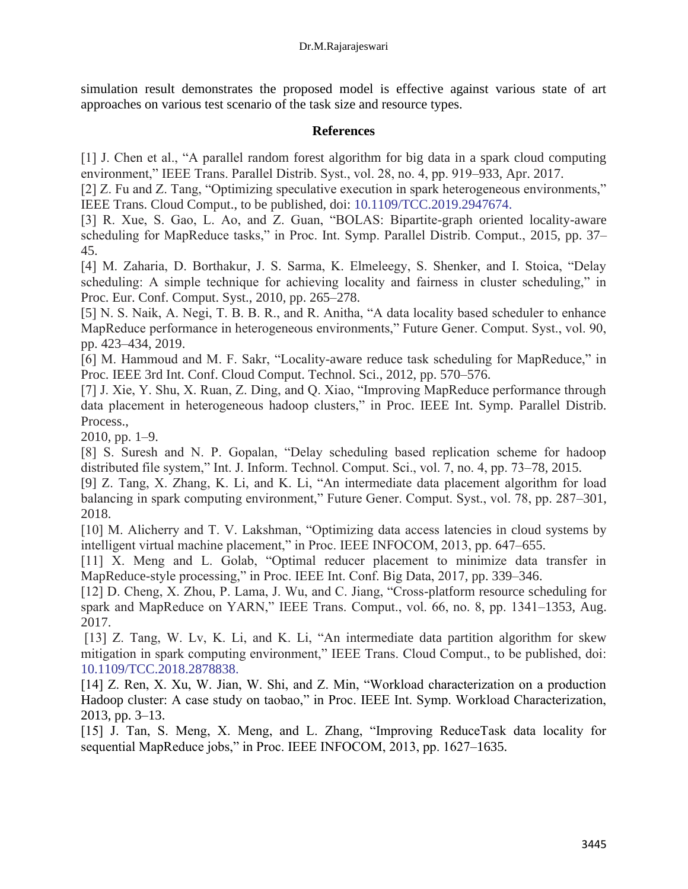simulation result demonstrates the proposed model is effective against various state of art approaches on various test scenario of the task size and resource types.

## References

[1] J. Chen et al., "A parallel random forest algorithm for big data in a spark cloud computing environment," IEEE Trans. Parallel Distrib. Syst., vol. 28, no. 4, pp. 919–933, Apr. 2017.

[2] Z. Fu and Z. Tang, "Optimizing speculative execution in spark heterogeneous environments," IEEE Trans. Cloud Comput., to be published, doi: 10.1109/TCC.2019.2947674.

[3] R. Xue, S. Gao, L. Ao, and Z. Guan, "BOLAS: Bipartite-graph oriented locality-aware scheduling for MapReduce tasks," in Proc. Int. Symp. Parallel Distrib. Comput., 2015, pp. 37–45.

[4] M. Zaharia, D. Borthakur, J. S. Sarma, K. Elmeleegy, S. Shenker, and I. Stoica, "Delay scheduling: A simple technique for achieving locality and fairness in cluster scheduling," in Proc. Eur. Conf. Comput. Syst., 2010, pp. 265–278.

[5] N. S. Naik, A. Negi, T. B. B. R., and R. Anitha, "A data locality based scheduler to enhance MapReduce performance in heterogeneous environments," Future Gener. Comput. Syst., vol. 90, pp. 423–434, 2019.

[6] M. Hammoud and M. F. Sakr, "Locality-aware reduce task scheduling for MapReduce," in Proc. IEEE 3rd Int. Conf. Cloud Comput. Technol. Sci., 2012, pp. 570–576.

[7] J. Xie, Y. Shu, X. Ruan, Z. Ding, and Q. Xiao, "Improving MapReduce performance through data placement in heterogeneous hadoop clusters," in Proc. IEEE Int. Symp. Parallel Distrib. Process.,
2010, pp. 1–9.

[8] S. Suresh and N. P. Gopalan, "Delay scheduling based replication scheme for hadoop distributed file system," Int. J. Inform. Technol. Comput. Sci., vol. 7, no. 4, pp. 73–78, 2015.

[9] Z. Tang, X. Zhang, K. Li, and K. Li, "An intermediate data placement algorithm for load balancing in spark computing environment," Future Gener. Comput. Syst., vol. 78, pp. 287–301, 2018.

[10] M. Alicherry and T. V. Lakshman, "Optimizing data access latencies in cloud systems by intelligent virtual machine placement," in Proc. IEEE INFOCOM, 2013, pp. 647–655.

[11] X. Meng and L. Golab, "Optimal reducer placement to minimize data transfer in MapReduce-style processing," in Proc. IEEE Int. Conf. Big Data, 2017, pp. 339–346.

[12] D. Cheng, X. Zhou, P. Lama, J. Wu, and C. Jiang, "Cross-platform resource scheduling for spark and MapReduce on YARN," IEEE Trans. Comput., vol. 66, no. 8, pp. 1341–1353, Aug. 2017.

[13] Z. Tang, W. Lv, K. Li, and K. Li, "An intermediate data partition algorithm for skew mitigation in spark computing environment," IEEE Trans. Cloud Comput., to be published, doi: 10.1109/TCC.2018.2878838.

[14] Z. Ren, X. Xu, W. Jian, W. Shi, and Z. Min, "Workload characterization on a production Hadoop cluster: A case study on taobao," in Proc. IEEE Int. Symp. Workload Characterization, 2013, pp. 3–13.

[15] J. Tan, S. Meng, X. Meng, and L. Zhang, "Improving ReduceTask data locality for sequential MapReduce jobs," in Proc. IEEE INFOCOM, 2013, pp. 1627–1635.